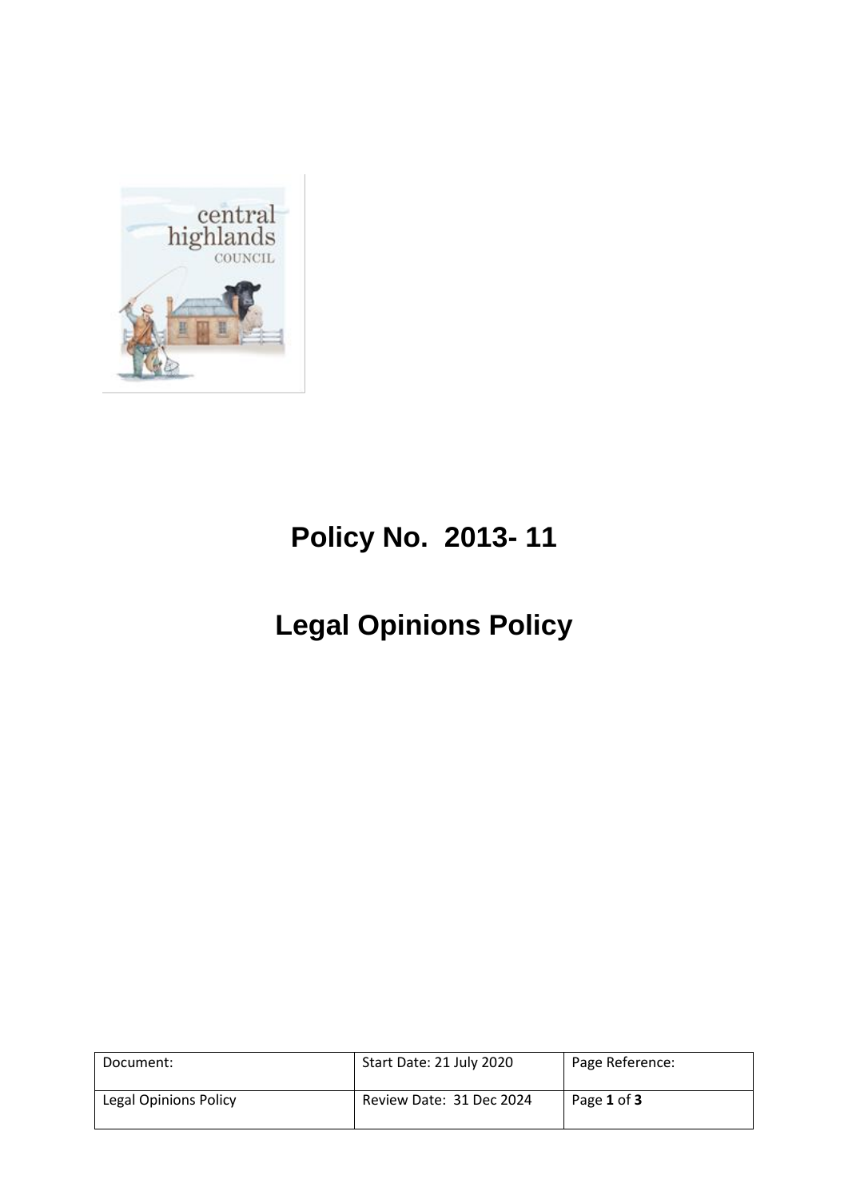# Policy No. 2013- 11

# Legal Opinions Policy

| Document: | Start Date: 21 July 2020 | Page Reference: |
|---|---|---|
| Legal Opinions Policy | Review Date: 31 Dec 2024 | Page **1** of **3** |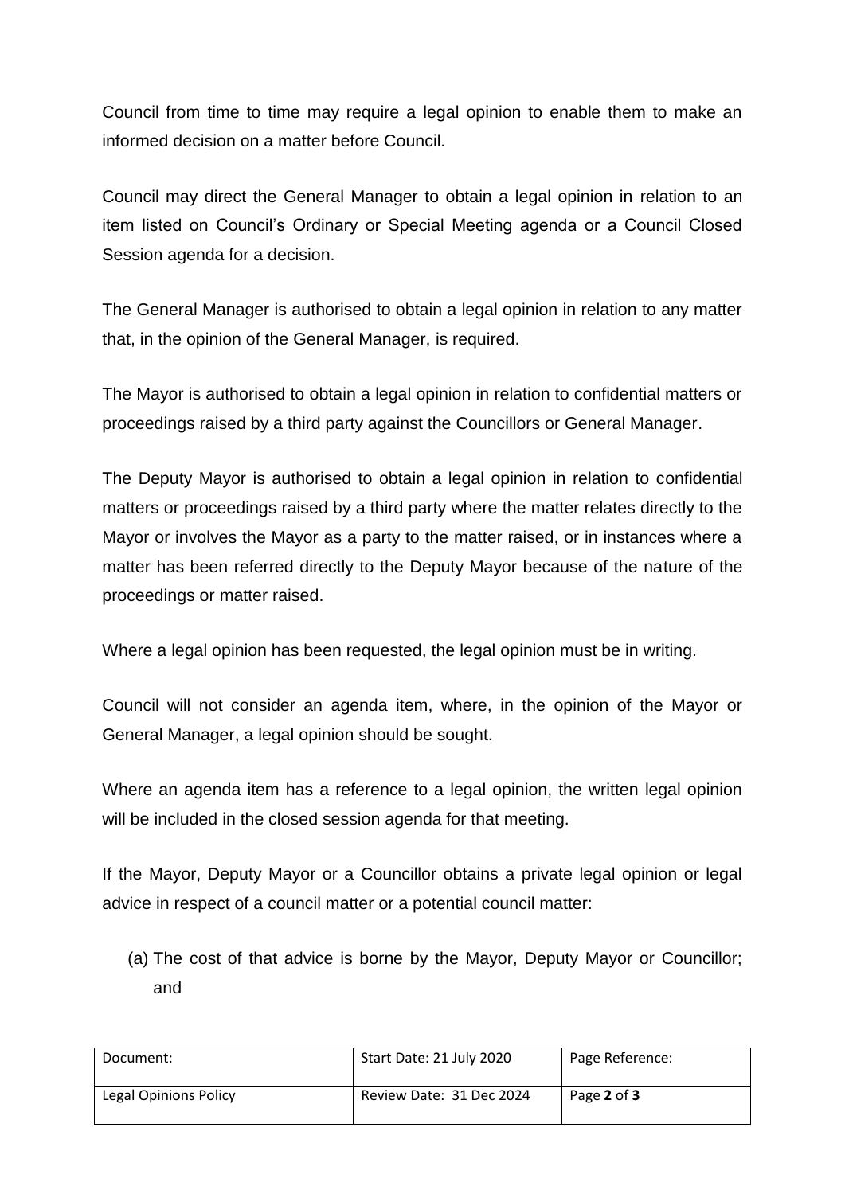Council from time to time may require a legal opinion to enable them to make an informed decision on a matter before Council.

Council may direct the General Manager to obtain a legal opinion in relation to an item listed on Council's Ordinary or Special Meeting agenda or a Council Closed Session agenda for a decision.

The General Manager is authorised to obtain a legal opinion in relation to any matter that, in the opinion of the General Manager, is required.

The Mayor is authorised to obtain a legal opinion in relation to confidential matters or proceedings raised by a third party against the Councillors or General Manager.

The Deputy Mayor is authorised to obtain a legal opinion in relation to confidential matters or proceedings raised by a third party where the matter relates directly to the Mayor or involves the Mayor as a party to the matter raised, or in instances where a matter has been referred directly to the Deputy Mayor because of the nature of the proceedings or matter raised.

Where a legal opinion has been requested, the legal opinion must be in writing.

Council will not consider an agenda item, where, in the opinion of the Mayor or General Manager, a legal opinion should be sought.

Where an agenda item has a reference to a legal opinion, the written legal opinion will be included in the closed session agenda for that meeting.

If the Mayor, Deputy Mayor or a Councillor obtains a private legal opinion or legal advice in respect of a council matter or a potential council matter:

(a) The cost of that advice is borne by the Mayor, Deputy Mayor or Councillor; and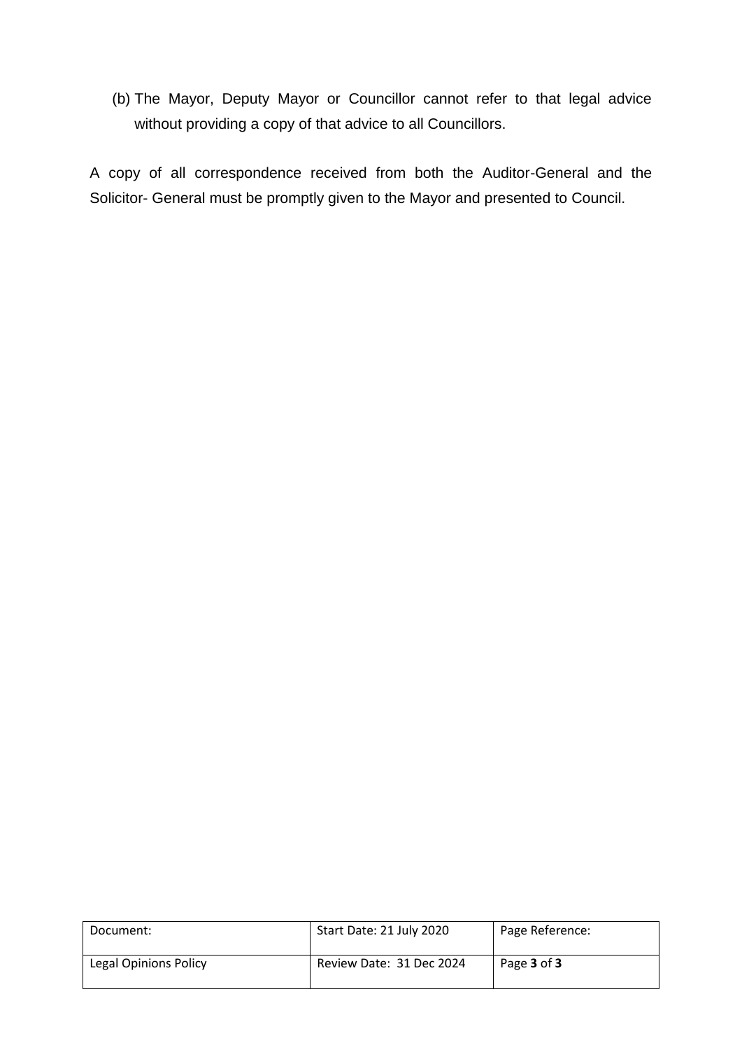(b) The Mayor, Deputy Mayor or Councillor cannot refer to that legal advice without providing a copy of that advice to all Councillors.

A copy of all correspondence received from both the Auditor-General and the Solicitor- General must be promptly given to the Mayor and presented to Council.